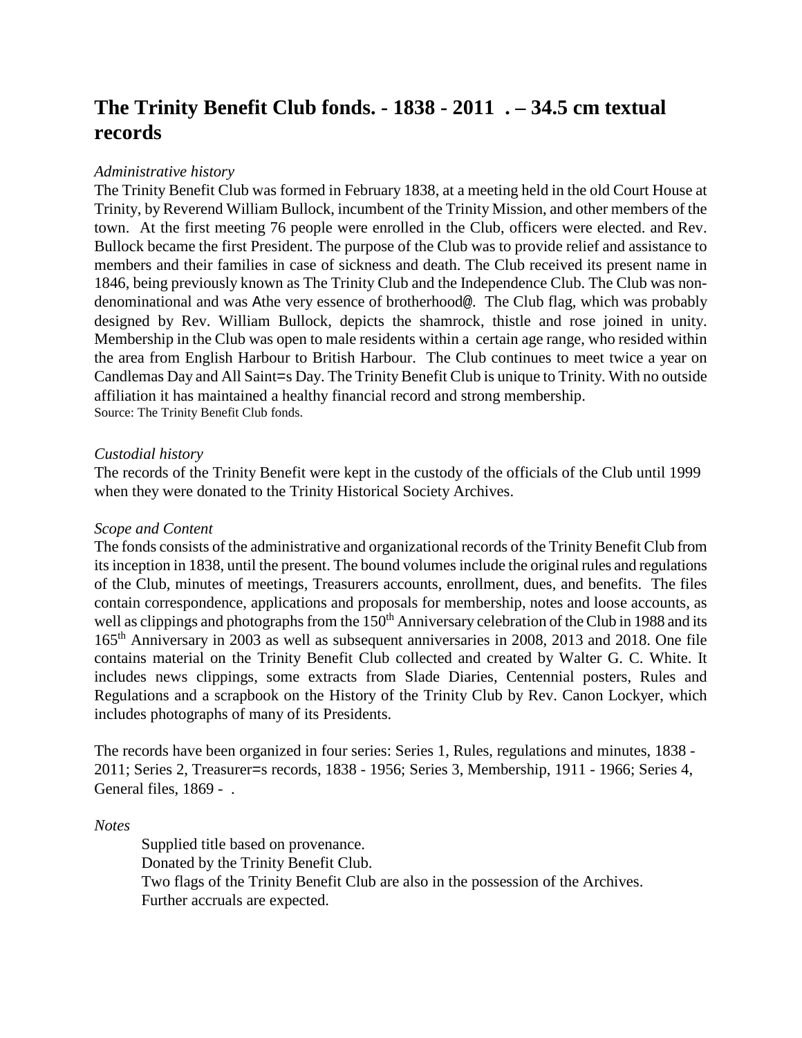# The Trinity Benefit Club fonds. - 1838 - 2011 . – 34.5 cm textual records

*Administrative history*

The Trinity Benefit Club was formed in February 1838, at a meeting held in the old Court House at Trinity, by Reverend William Bullock, incumbent of the Trinity Mission, and other members of the town. At the first meeting 76 people were enrolled in the Club, officers were elected. and Rev. Bullock became the first President. The purpose of the Club was to provide relief and assistance to members and their families in case of sickness and death. The Club received its present name in 1846, being previously known as The Trinity Club and the Independence Club. The Club was non-denominational and was Athe very essence of brotherhood@. The Club flag, which was probably designed by Rev. William Bullock, depicts the shamrock, thistle and rose joined in unity. Membership in the Club was open to male residents within a certain age range, who resided within the area from English Harbour to British Harbour. The Club continues to meet twice a year on Candlemas Day and All Saint=s Day. The Trinity Benefit Club is unique to Trinity. With no outside affiliation it has maintained a healthy financial record and strong membership.
Source: The Trinity Benefit Club fonds.

*Custodial history*

The records of the Trinity Benefit were kept in the custody of the officials of the Club until 1999 when they were donated to the Trinity Historical Society Archives.

*Scope and Content*

The fonds consists of the administrative and organizational records of the Trinity Benefit Club from its inception in 1838, until the present. The bound volumes include the original rules and regulations of the Club, minutes of meetings, Treasurers accounts, enrollment, dues, and benefits. The files contain correspondence, applications and proposals for membership, notes and loose accounts, as well as clippings and photographs from the 150th Anniversary celebration of the Club in 1988 and its 165th Anniversary in 2003 as well as subsequent anniversaries in 2008, 2013 and 2018. One file contains material on the Trinity Benefit Club collected and created by Walter G. C. White. It includes news clippings, some extracts from Slade Diaries, Centennial posters, Rules and Regulations and a scrapbook on the History of the Trinity Club by Rev. Canon Lockyer, which includes photographs of many of its Presidents.

The records have been organized in four series: Series 1, Rules, regulations and minutes, 1838 - 2011; Series 2, Treasurer=s records, 1838 - 1956; Series 3, Membership, 1911 - 1966; Series 4, General files, 1869 - .

*Notes*

Supplied title based on provenance.
Donated by the Trinity Benefit Club.
Two flags of the Trinity Benefit Club are also in the possession of the Archives.
Further accruals are expected.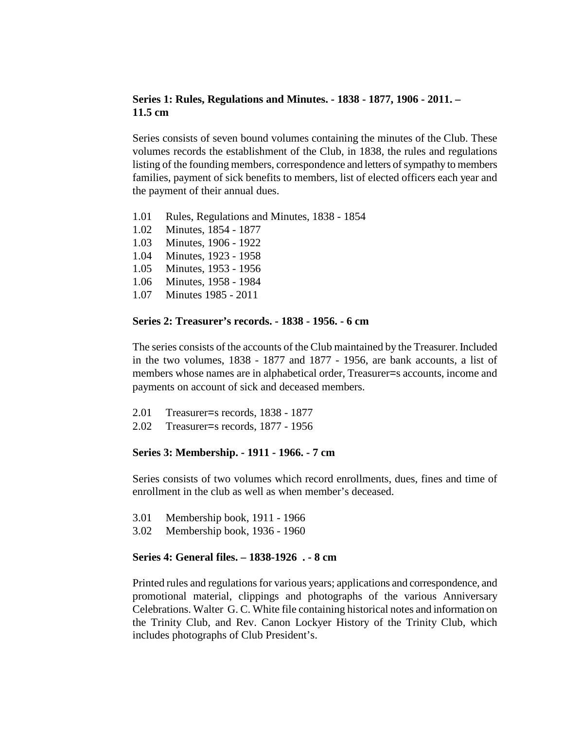**Series 1: Rules, Regulations and Minutes. - 1838 - 1877, 1906 - 2011. – 11.5 cm**

Series consists of seven bound volumes containing the minutes of the Club. These volumes records the establishment of the Club, in 1838, the rules and regulations listing of the founding members, correspondence and letters of sympathy to members families, payment of sick benefits to members, list of elected officers each year and the payment of their annual dues.

1.01 Rules, Regulations and Minutes, 1838 - 1854
1.02 Minutes, 1854 - 1877
1.03 Minutes, 1906 - 1922
1.04 Minutes, 1923 - 1958
1.05 Minutes, 1953 - 1956
1.06 Minutes, 1958 - 1984
1.07 Minutes 1985 - 2011

**Series 2: Treasurer's records. - 1838 - 1956. - 6 cm**

The series consists of the accounts of the Club maintained by the Treasurer. Included in the two volumes, 1838 - 1877 and 1877 - 1956, are bank accounts, a list of members whose names are in alphabetical order, Treasurer=s accounts, income and payments on account of sick and deceased members.

2.01 Treasurer=s records, 1838 - 1877
2.02 Treasurer=s records, 1877 - 1956

**Series 3: Membership. - 1911 - 1966. - 7 cm**

Series consists of two volumes which record enrollments, dues, fines and time of enrollment in the club as well as when member's deceased.

3.01 Membership book, 1911 - 1966
3.02 Membership book, 1936 - 1960

**Series 4: General files. – 1838-1926 . - 8 cm**

Printed rules and regulations for various years; applications and correspondence, and promotional material, clippings and photographs of the various Anniversary Celebrations. Walter G. C. White file containing historical notes and information on the Trinity Club, and Rev. Canon Lockyer History of the Trinity Club, which includes photographs of Club President's.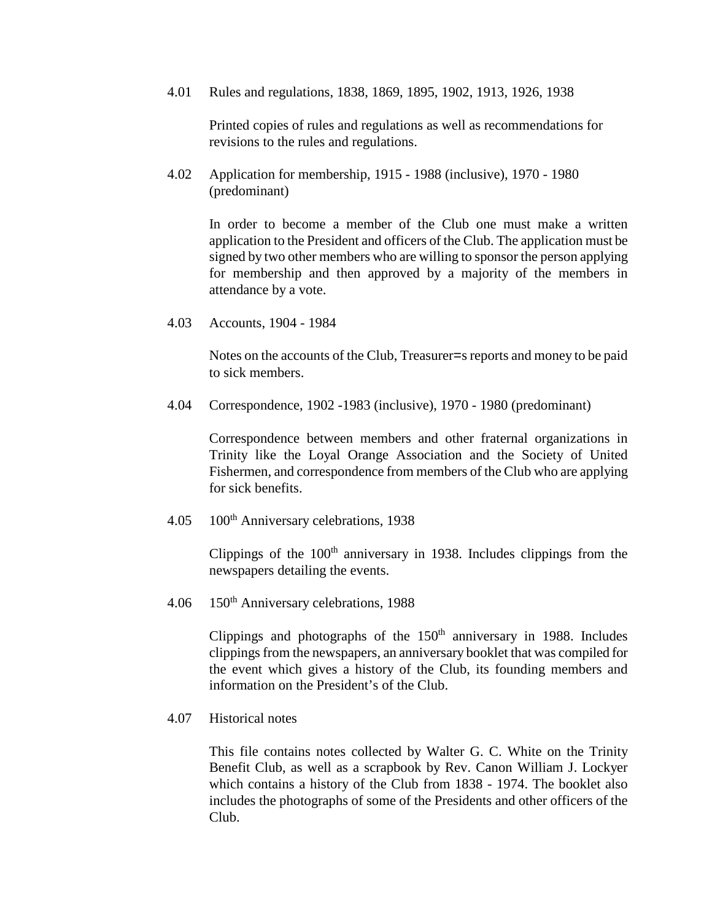4.01 Rules and regulations, 1838, 1869, 1895, 1902, 1913, 1926, 1938

Printed copies of rules and regulations as well as recommendations for revisions to the rules and regulations.

4.02 Application for membership, 1915 - 1988 (inclusive), 1970 - 1980 (predominant)

In order to become a member of the Club one must make a written application to the President and officers of the Club. The application must be signed by two other members who are willing to sponsor the person applying for membership and then approved by a majority of the members in attendance by a vote.

4.03 Accounts, 1904 - 1984

Notes on the accounts of the Club, Treasurer=s reports and money to be paid to sick members.

4.04 Correspondence, 1902 -1983 (inclusive), 1970 - 1980 (predominant)

Correspondence between members and other fraternal organizations in Trinity like the Loyal Orange Association and the Society of United Fishermen, and correspondence from members of the Club who are applying for sick benefits.

4.05 100th Anniversary celebrations, 1938

Clippings of the 100th anniversary in 1938. Includes clippings from the newspapers detailing the events.

4.06 150th Anniversary celebrations, 1988

Clippings and photographs of the 150th anniversary in 1988. Includes clippings from the newspapers, an anniversary booklet that was compiled for the event which gives a history of the Club, its founding members and information on the President's of the Club.

4.07 Historical notes

This file contains notes collected by Walter G. C. White on the Trinity Benefit Club, as well as a scrapbook by Rev. Canon William J. Lockyer which contains a history of the Club from 1838 - 1974. The booklet also includes the photographs of some of the Presidents and other officers of the Club.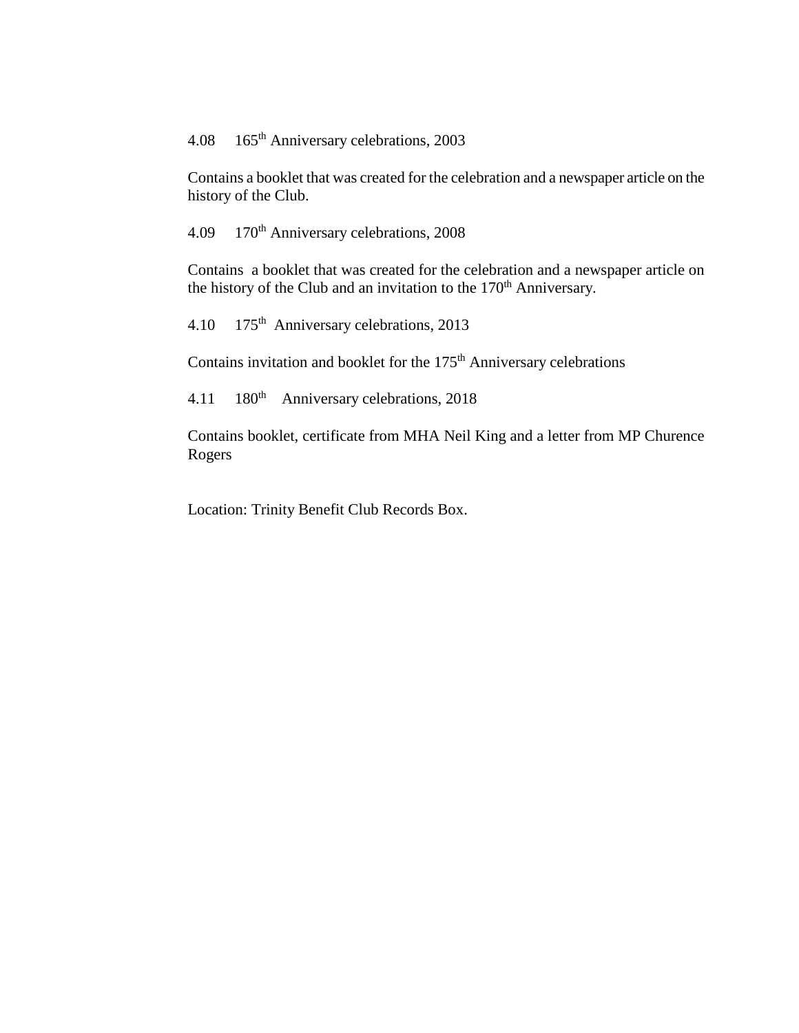4.08 165th Anniversary celebrations, 2003

Contains a booklet that was created for the celebration and a newspaper article on the history of the Club.

4.09 170th Anniversary celebrations, 2008

Contains a booklet that was created for the celebration and a newspaper article on the history of the Club and an invitation to the 170th Anniversary.

4.10 175th Anniversary celebrations, 2013

Contains invitation and booklet for the 175th Anniversary celebrations

4.11 180th Anniversary celebrations, 2018

Contains booklet, certificate from MHA Neil King and a letter from MP Churence Rogers

Location: Trinity Benefit Club Records Box.